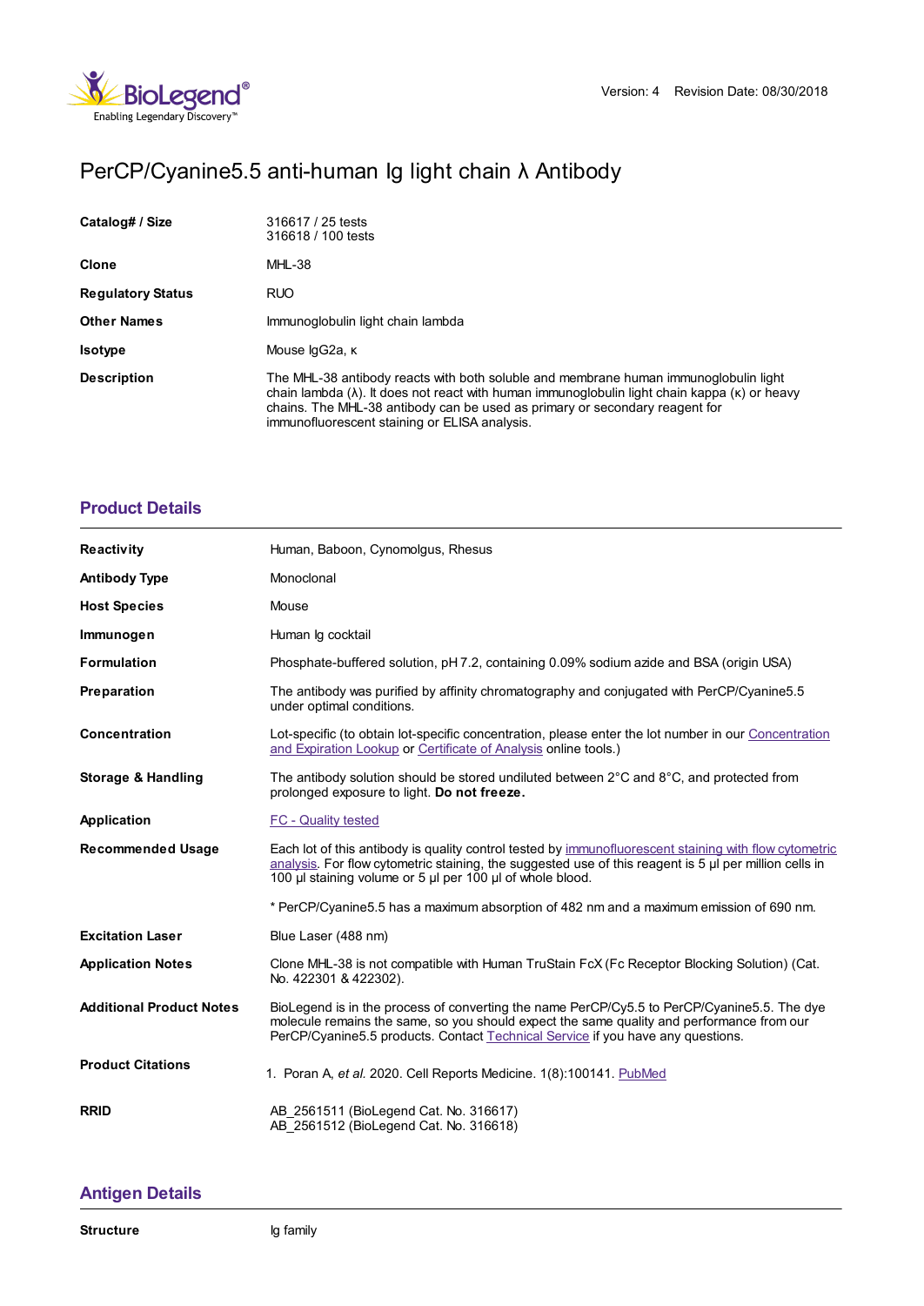Version: 4 Revision Date: 08/30/2018

# PerCP/Cyanine5.5 anti-human Ig light chain λ Antibody

| | |
|---|---|
| **Catalog# / Size** | 316617 / 25 tests<br>316618 / 100 tests |
| **Clone** | MHL-38 |
| **Regulatory Status** | RUO |
| **Other Names** | Immunoglobulin light chain lambda |
| **Isotype** | Mouse IgG2a, κ |
| **Description** | The MHL-38 antibody reacts with both soluble and membrane human immunoglobulin light chain lambda (λ). It does not react with human immunoglobulin light chain kappa (κ) or heavy chains. The MHL-38 antibody can be used as primary or secondary reagent for immunofluorescent staining or ELISA analysis. |

## Product Details

| | |
|---|---|
| **Reactivity** | Human, Baboon, Cynomolgus, Rhesus |
| **Antibody Type** | Monoclonal |
| **Host Species** | Mouse |
| **Immunogen** | Human Ig cocktail |
| **Formulation** | Phosphate-buffered solution, pH 7.2, containing 0.09% sodium azide and BSA (origin USA) |
| **Preparation** | The antibody was purified by affinity chromatography and conjugated with PerCP/Cyanine5.5 under optimal conditions. |
| **Concentration** | Lot-specific (to obtain lot-specific concentration, please enter the lot number in our Concentration and Expiration Lookup or Certificate of Analysis online tools.) |
| **Storage & Handling** | The antibody solution should be stored undiluted between 2°C and 8°C, and protected from prolonged exposure to light. **Do not freeze.** |
| **Application** | FC - Quality tested |
| **Recommended Usage** | Each lot of this antibody is quality control tested by immunofluorescent staining with flow cytometric analysis. For flow cytometric staining, the suggested use of this reagent is 5 µl per million cells in 100 µl staining volume or 5 µl per 100 µl of whole blood.<br><br>* PerCP/Cyanine5.5 has a maximum absorption of 482 nm and a maximum emission of 690 nm. |
| **Excitation Laser** | Blue Laser (488 nm) |
| **Application Notes** | Clone MHL-38 is not compatible with Human TruStain FcX (Fc Receptor Blocking Solution) (Cat. No. 422301 & 422302). |
| **Additional Product Notes** | BioLegend is in the process of converting the name PerCP/Cy5.5 to PerCP/Cyanine5.5. The dye molecule remains the same, so you should expect the same quality and performance from our PerCP/Cyanine5.5 products. Contact Technical Service if you have any questions. |
| **Product Citations** | 1. Poran A, *et al.* 2020. Cell Reports Medicine. 1(8):100141. PubMed |
| **RRID** | AB_2561511 (BioLegend Cat. No. 316617)<br>AB_2561512 (BioLegend Cat. No. 316618) |

## Antigen Details

| | |
|---|---|
| **Structure** | Ig family |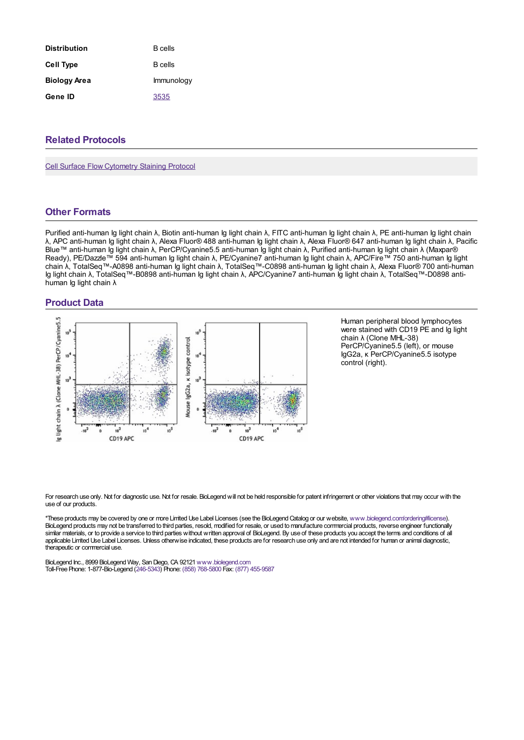| | |
|---|---|
| **Distribution** | B cells |
| **Cell Type** | B cells |
| **Biology Area** | Immunology |
| **Gene ID** | 3535 |

## Related Protocols

Cell Surface Flow Cytometry Staining Protocol

## Other Formats

Purified anti-human Ig light chain λ, Biotin anti-human Ig light chain λ, FITC anti-human Ig light chain λ, PE anti-human Ig light chain λ, APC anti-human Ig light chain λ, Alexa Fluor® 488 anti-human Ig light chain λ, Alexa Fluor® 647 anti-human Ig light chain λ, Pacific Blue™ anti-human Ig light chain λ, PerCP/Cyanine5.5 anti-human Ig light chain λ, Purified anti-human Ig light chain λ (Maxpar® Ready), PE/Dazzle™ 594 anti-human Ig light chain λ, PE/Cyanine7 anti-human Ig light chain λ, APC/Fire™ 750 anti-human Ig light chain λ, TotalSeq™-A0898 anti-human Ig light chain λ, TotalSeq™-C0898 anti-human Ig light chain λ, Alexa Fluor® 700 anti-human Ig light chain λ, TotalSeq™-B0898 anti-human Ig light chain λ, APC/Cyanine7 anti-human Ig light chain λ, TotalSeq™-D0898 anti-human Ig light chain λ

## Product Data

Ig light chain λ (Clone MHL-38) PerCP/Cyanine5.5

Mouse IgG2a, κ Isotype control

CD19 APC

CD19 APC

Human peripheral blood lymphocytes were stained with CD19 PE and Ig light chain λ (Clone MHL-38) PerCP/Cyanine5.5 (left), or mouse IgG2a, κ PerCP/Cyanine5.5 isotype control (right).

For research use only. Not for diagnostic use. Not for resale. BioLegend will not be held responsible for patent infringement or other violations that may occur with the use of our products.

*These products may be covered by one or more Limited Use Label Licenses (see the BioLegend Catalog or our website, www.biolegend.com/ordering#license). BioLegend products may not be transferred to third parties, resold, modified for resale, or used to manufacture commercial products, reverse engineer functionally similar materials, or to provide a service to third parties without written approval of BioLegend. By use of these products you accept the terms and conditions of all applicable Limited Use Label Licenses. Unless otherwise indicated, these products are for research use only and are not intended for human or animal diagnostic, therapeutic or commercial use.

BioLegend Inc., 8999 BioLegend Way, San Diego, CA 92121 www.biolegend.com
Toll-Free Phone: 1-877-Bio-Legend (246-5343) Phone: (858) 768-5800 Fax: (877) 455-9587